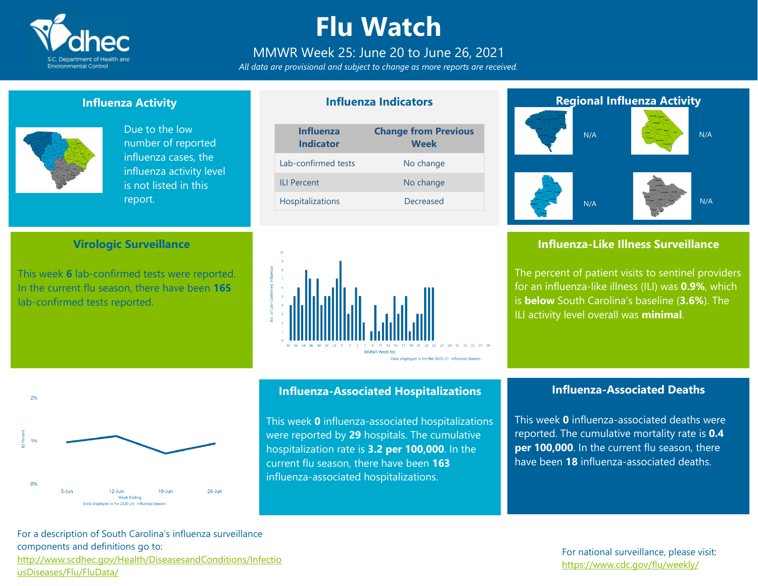# Flu Watch

MMWR Week 25: June 20 to June 26, 2021

*All data are provisional and subject to change as more reports are received.*

## Influenza Activity

Due to the low number of reported influenza cases, the influenza activity level is not listed in this report.

## Influenza Indicators

| Influenza Indicator | Change from Previous Week |
|---|---|
| Lab-confirmed tests | No change |
| ILI Percent | No change |
| Hospitalizations | Decreased |

## Regional Influenza Activity

N/A

N/A

N/A

N/A

## Virologic Surveillance

This week **6** lab-confirmed tests were reported. In the current flu season, there have been **165** lab-confirmed tests reported.

Data displayed is for the 2020-21 Influenza Season.

## Influenza-Like Illness Surveillance

The percent of patient visits to sentinel providers for an influenza-like illness (ILI) was **0.9%**, which is **below** South Carolina's baseline (**3.6%**). The ILI activity level overall was **minimal**.

Data displayed is for 2020-21, Influenza Season.

## Influenza-Associated Hospitalizations

This week **0** influenza-associated hospitalizations were reported by **29** hospitals. The cumulative hospitalization rate is **3.2 per 100,000**. In the current flu season, there have been **163** influenza-associated hospitalizations.

## Influenza-Associated Deaths

This week **0** influenza-associated deaths were reported. The cumulative mortality rate is **0.4 per 100,000**. In the current flu season, there have been **18** influenza-associated deaths.

For a description of South Carolina's influenza surveillance components and definitions go to: http://www.scdhec.gov/Health/DiseasesandConditions/InfectiousDiseases/Flu/FluData/

For national surveillance, please visit: https://www.cdc.gov/flu/weekly/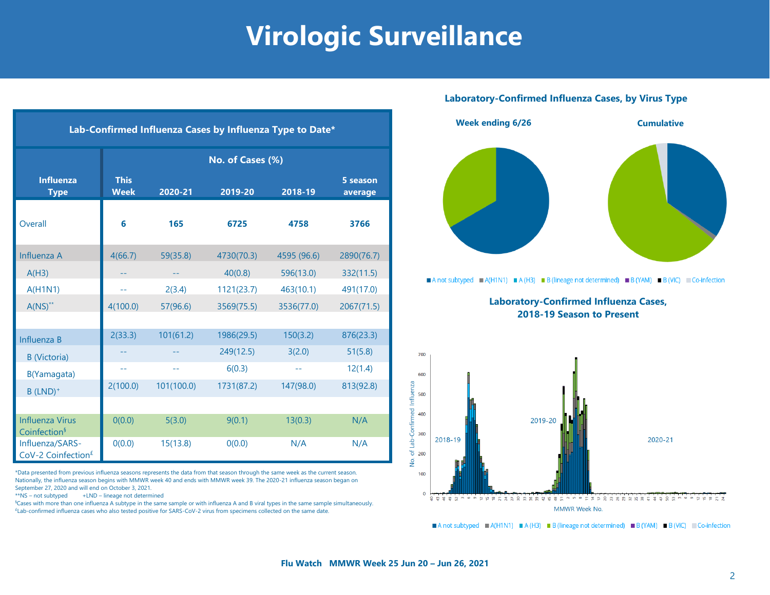# Virologic Surveillance

| Lab-Confirmed Influenza Cases by Influenza Type to Date* | | | | | |
|---|---|---|---|---|---|
| | No. of Cases (%) | | | | |
| Influenza Type | This Week | 2020-21 | 2019-20 | 2018-19 | 5 season average |
| Overall | **6** | **165** | **6725** | **4758** | **3766** |
| Influenza A | 4(66.7) | 59(35.8) | 4730(70.3) | 4595 (96.6) | 2890(76.7) |
| A(H3) | -- | -- | 40(0.8) | 596(13.0) | 332(11.5) |
| A(H1N1) | -- | 2(3.4) | 1121(23.7) | 463(10.1) | 491(17.0) |
| A(NS)** | 4(100.0) | 57(96.6) | 3569(75.5) | 3536(77.0) | 2067(71.5) |
| Influenza B | 2(33.3) | 101(61.2) | 1986(29.5) | 150(3.2) | 876(23.3) |
| B (Victoria) | -- | -- | 249(12.5) | 3(2.0) | 51(5.8) |
| B(Yamagata) | -- | -- | 6(0.3) | -- | 12(1.4) |
| B (LND)+ | 2(100.0) | 101(100.0) | 1731(87.2) | 147(98.0) | 813(92.8) |
| Influenza Virus Coinfection§ | 0(0.0) | 5(3.0) | 9(0.1) | 13(0.3) | N/A |
| Influenza/SARS-CoV-2 Coinfection£ | 0(0.0) | 15(13.8) | 0(0.0) | N/A | N/A |

*Data presented from previous influenza seasons represents the data from that season through the same week as the current season. Nationally, the influenza season begins with MMWR week 40 and ends with MMWR week 39. The 2020-21 influenza season began on September 27, 2020 and will end on October 3, 2021.
**NS – not subtyped    +LND – lineage not determined
§Cases with more than one influenza A subtype in the same sample or with influenza A and B viral types in the same sample simultaneously.
£Lab-confirmed influenza cases who also tested positive for SARS-CoV-2 virus from specimens collected on the same date.

**Laboratory-Confirmed Influenza Cases, by Virus Type**

Week ending 6/26 | Cumulative

A not subtyped | A(H1N1) | A (H3) | B (lineage not determined) | B (YAM) | B (VIC) | Co-infection

**Laboratory-Confirmed Influenza Cases, 2018-19 Season to Present**

A not subtyped | A(H1N1) | A (H3) | B (lineage not determined) | B (YAM) | B (VIC) | Co-infection

Flu Watch MMWR Week 25 Jun 20 – Jun 26, 2021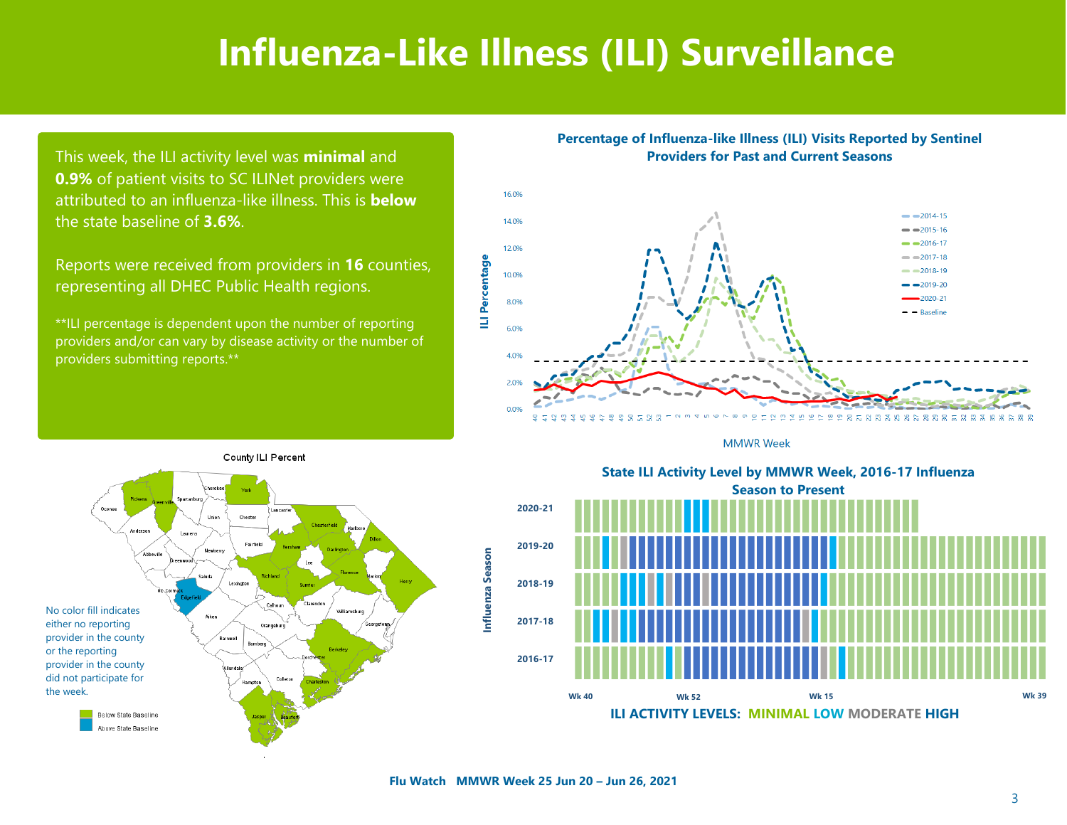# Influenza-Like Illness (ILI) Surveillance

This week, the ILI activity level was **minimal** and **0.9%** of patient visits to SC ILINet providers were attributed to an influenza-like illness. This is **below** the state baseline of **3.6%**.

Reports were received from providers in **16** counties, representing all DHEC Public Health regions.

**ILI percentage is dependent upon the number of reporting providers and/or can vary by disease activity or the number of providers submitting reports.**

**Percentage of Influenza-like Illness (ILI) Visits Reported by Sentinel Providers for Past and Current Seasons**

**County ILI Percent**

No color fill indicates either no reporting provider in the county or the reporting provider in the county did not participate for the week.

- Below State Baseline
- Above State Baseline

**State ILI Activity Level by MMWR Week, 2016-17 Influenza Season to Present**

ILI ACTIVITY LEVELS: MINIMAL LOW MODERATE HIGH

Flu Watch MMWR Week 25 Jun 20 – Jun 26, 2021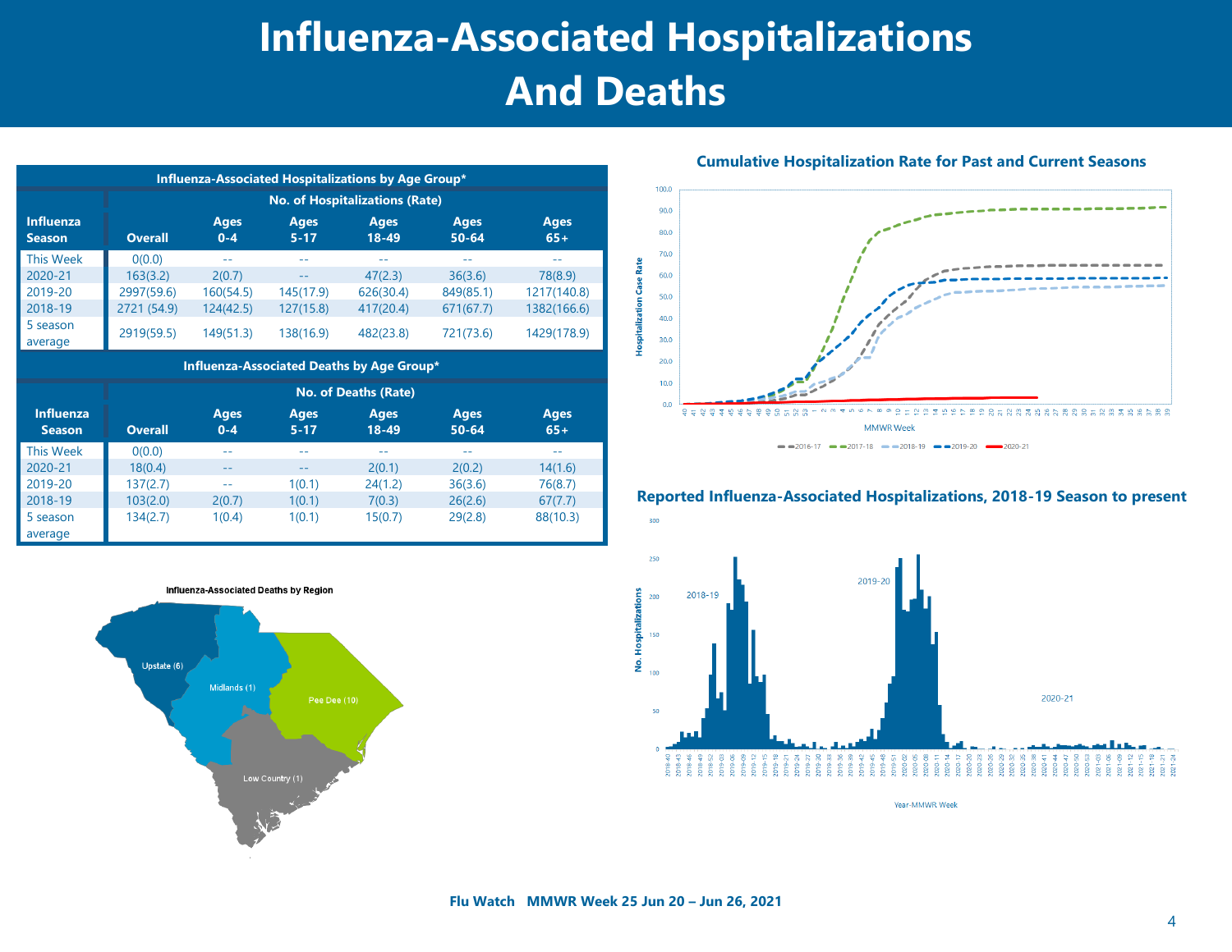# Influenza-Associated Hospitalizations And Deaths

| Influenza-Associated Hospitalizations by Age Group* | | | | | | |
|---|---|---|---|---|---|---|
| | No. of Hospitalizations (Rate) | | | | | |
| Influenza Season | Overall | Ages 0-4 | Ages 5-17 | Ages 18-49 | Ages 50-64 | Ages 65+ |
| This Week | 0(0.0) | -- | -- | -- | -- | -- |
| 2020-21 | 163(3.2) | 2(0.7) | -- | 47(2.3) | 36(3.6) | 78(8.9) |
| 2019-20 | 2997(59.6) | 160(54.5) | 145(17.9) | 626(30.4) | 849(85.1) | 1217(140.8) |
| 2018-19 | 2721 (54.9) | 124(42.5) | 127(15.8) | 417(20.4) | 671(67.7) | 1382(166.6) |
| 5 season average | 2919(59.5) | 149(51.3) | 138(16.9) | 482(23.8) | 721(73.6) | 1429(178.9) |

| Influenza-Associated Deaths by Age Group* | | | | | | |
|---|---|---|---|---|---|---|
| | No. of Deaths (Rate) | | | | | |
| Influenza Season | Overall | Ages 0-4 | Ages 5-17 | Ages 18-49 | Ages 50-64 | Ages 65+ |
| This Week | 0(0.0) | -- | -- | -- | -- | -- |
| 2020-21 | 18(0.4) | -- | -- | 2(0.1) | 2(0.2) | 14(1.6) |
| 2019-20 | 137(2.7) | -- | 1(0.1) | 24(1.2) | 36(3.6) | 76(8.7) |
| 2018-19 | 103(2.0) | 2(0.7) | 1(0.1) | 7(0.3) | 26(2.6) | 67(7.7) |
| 5 season average | 134(2.7) | 1(0.4) | 1(0.1) | 15(0.7) | 29(2.8) | 88(10.3) |

**Influenza-Associated Deaths by Region**

Upstate (6)
Midlands (1)
Pee Dee (10)
Low Country (1)

**Cumulative Hospitalization Rate for Past and Current Seasons**

Hospitalization Case Rate
MMWR Week
2016-17 2017-18 2018-19 2019-20 2020-21

**Reported Influenza-Associated Hospitalizations, 2018-19 Season to present**

No. Hospitalizations
2018-19
2019-20
2020-21
Year-MMWR Week

**Flu Watch MMWR Week 25 Jun 20 – Jun 26, 2021**